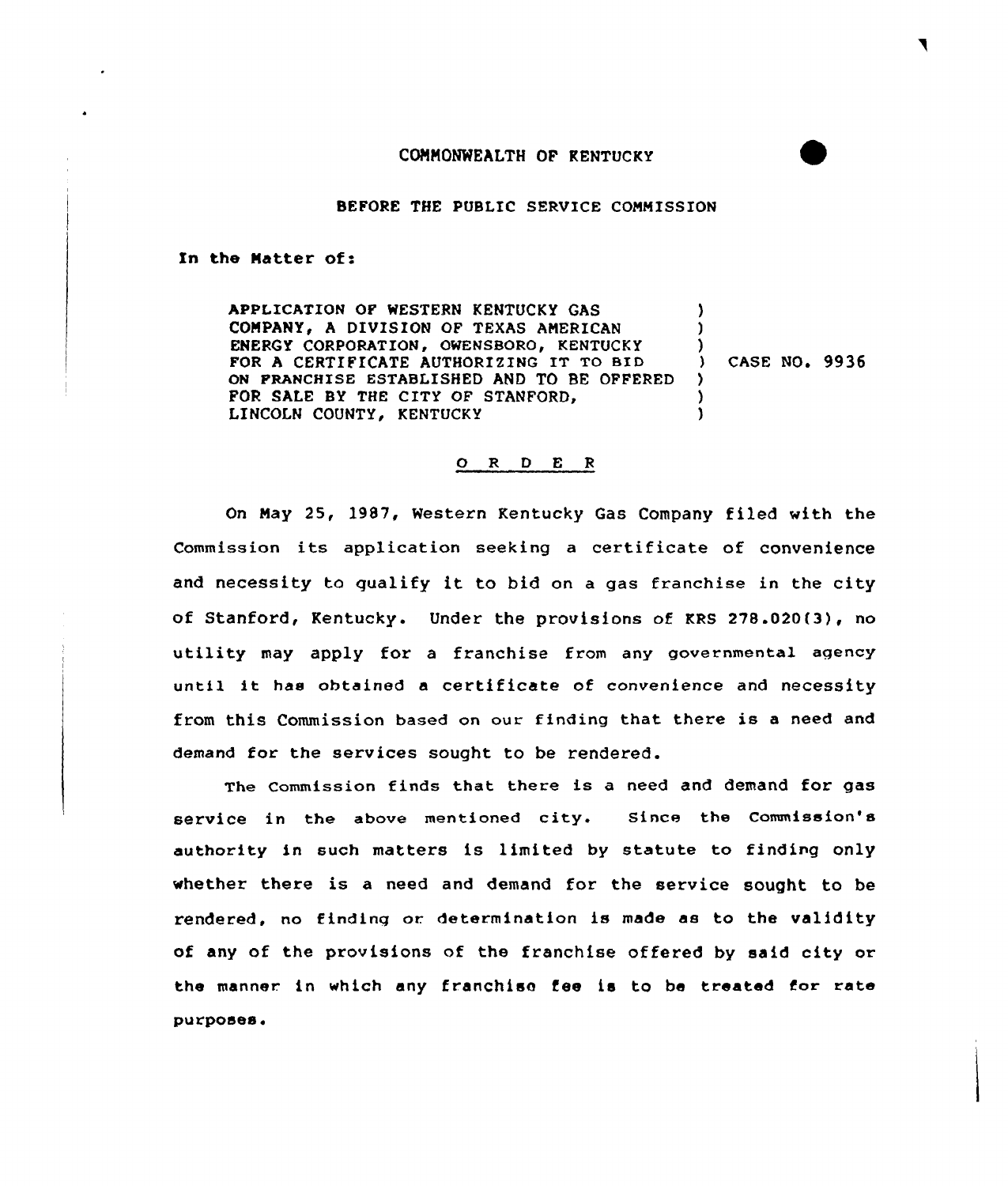COMMONWEALTH OF KENTUCKY

BEFORE THE PUBLIC SERVICE COMMISSION

In the Matter of:

| | | |
|---|---|---|
| APPLICATION OF WESTERN KENTUCKY GAS COMPANY, A DIVISION OF TEXAS AMERICAN ENERGY CORPORATION, OWENSBORO, KENTUCKY FOR A CERTIFICATE AUTHORIZING IT TO BID ON FRANCHISE ESTABLISHED AND TO BE OFFERED FOR SALE BY THE CITY OF STANFORD, LINCOLN COUNTY, KENTUCKY | ) | CASE NO. 9936 |

# O R D E R

On May 25, 1987, Western Kentucky Gas Company filed with the Commission its application seeking a certificate of convenience and necessity to qualify it to bid on a gas franchise in the city of Stanford, Kentucky. Under the provisions of KRS 278.020(3), no utility may apply for a franchise from any governmental agency until it has obtained a certificate of convenience and necessity from this Commission based on our finding that there is a need and demand for the services sought to be rendered.

The Commission finds that there is a need and demand for gas service in the above mentioned city. Since the Commission's authority in such matters is limited by statute to finding only whether there is a need and demand for the service sought to be rendered, no finding or determination is made as to the validity of any of the provisions of the franchise offered by said city or the manner in which any franchise fee is to be treated for rate purposes.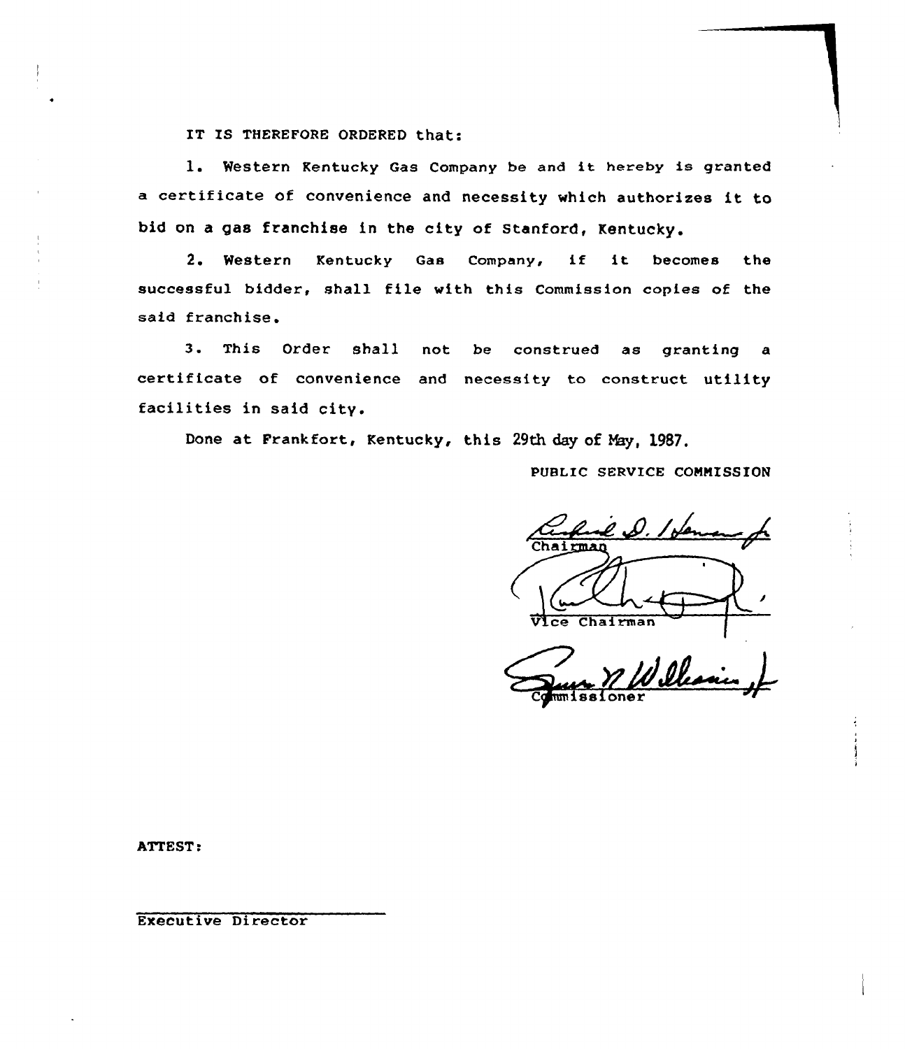IT IS THEREFORE ORDERED that:

1. Western Kentucky Gas Company be and it hereby is granted a certificate of convenience and necessity which authorizes it to bid on a gas franchise in the city of Stanford, Kentucky.

2. Western Kentucky Gas Company, if it becomes the successful bidder, shall file with this Commission copies of the said franchise.

3. This Order shall not be construed as granting a certificate of convenience and necessity to construct utility facilities in said city.

Done at Frankfort, Kentucky, this 29th day of May, 1987.

PUBLIC SERVICE COMMISSION

Chairman

Vice Chairman

Commissioner

ATTEST:

Executive Director